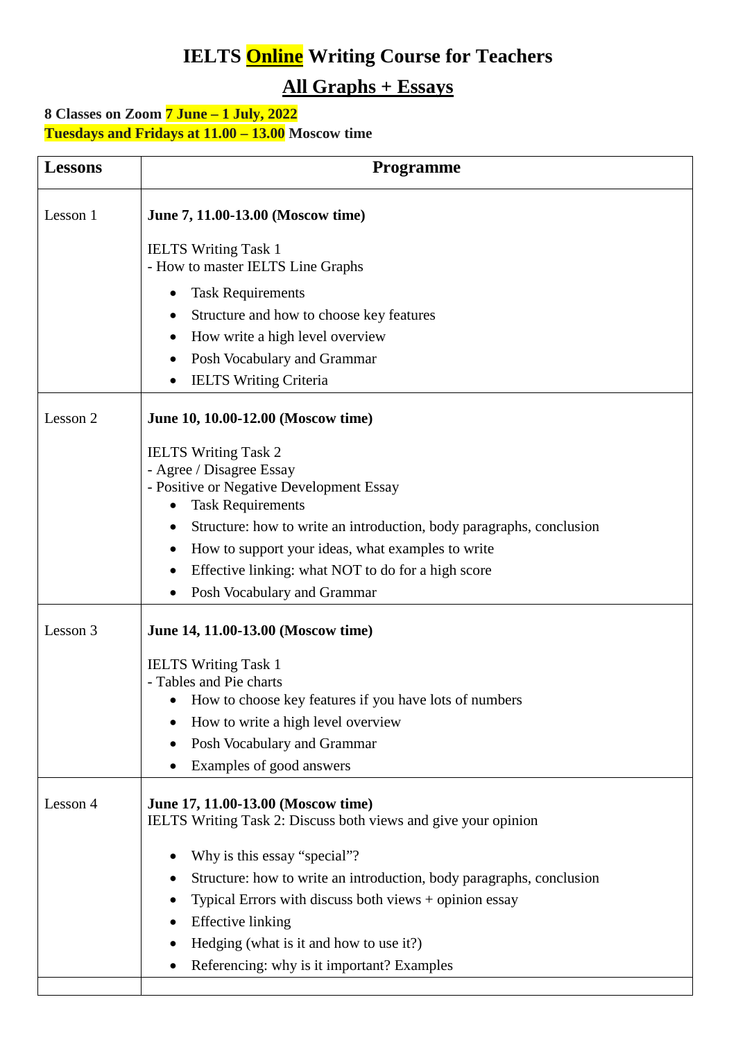# IELTS Online Writing Course for Teachers

## All Graphs + Essays

**8 Classes on Zoom 7 June – 1 July, 2022**
**Tuesdays and Fridays at 11.00 – 13.00 Moscow time**

| Lessons | Programme |
| --- | --- |
| Lesson 1 | **June 7, 11.00-13.00 (Moscow time)**<br><br>IELTS Writing Task 1<br>- How to master IELTS Line Graphs<br>• Task Requirements<br>• Structure and how to choose key features<br>• How write a high level overview<br>• Posh Vocabulary and Grammar<br>• IELTS Writing Criteria |
| Lesson 2 | **June 10, 10.00-12.00 (Moscow time)**<br><br>IELTS Writing Task 2<br>- Agree / Disagree Essay<br>- Positive or Negative Development Essay<br>• Task Requirements<br>• Structure: how to write an introduction, body paragraphs, conclusion<br>• How to support your ideas, what examples to write<br>• Effective linking: what NOT to do for a high score<br>• Posh Vocabulary and Grammar |
| Lesson 3 | **June 14, 11.00-13.00 (Moscow time)**<br><br>IELTS Writing Task 1<br>- Tables and Pie charts<br>• How to choose key features if you have lots of numbers<br>• How to write a high level overview<br>• Posh Vocabulary and Grammar<br>• Examples of good answers |
| Lesson 4 | **June 17, 11.00-13.00 (Moscow time)**<br>IELTS Writing Task 2: Discuss both views and give your opinion<br><br>• Why is this essay “special”?<br>• Structure: how to write an introduction, body paragraphs, conclusion<br>• Typical Errors with discuss both views + opinion essay<br>• Effective linking<br>• Hedging (what is it and how to use it?)<br>• Referencing: why is it important? Examples |
| | |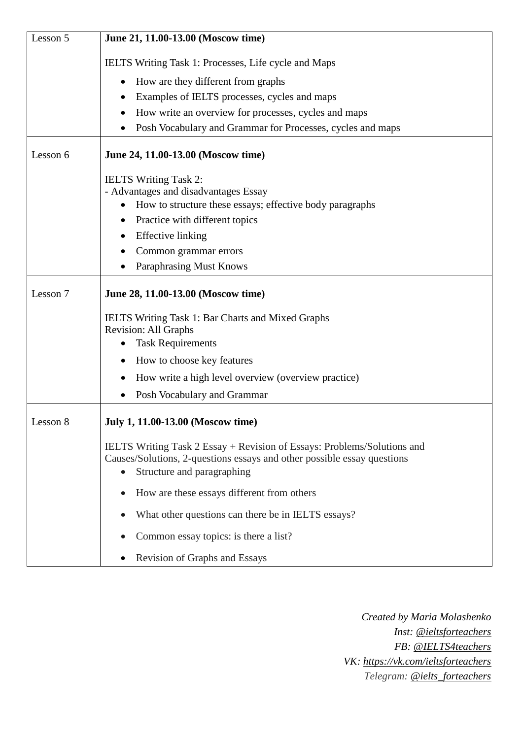| | |
|---|---|
| Lesson 5 | **June 21, 11.00-13.00 (Moscow time)**<br><br>IELTS Writing Task 1: Processes, Life cycle and Maps<br>• How are they different from graphs<br>• Examples of IELTS processes, cycles and maps<br>• How write an overview for processes, cycles and maps<br>• Posh Vocabulary and Grammar for Processes, cycles and maps |
| Lesson 6 | **June 24, 11.00-13.00 (Moscow time)**<br><br>IELTS Writing Task 2:<br>- Advantages and disadvantages Essay<br>• How to structure these essays; effective body paragraphs<br>• Practice with different topics<br>• Effective linking<br>• Common grammar errors<br>• Paraphrasing Must Knows |
| Lesson 7 | **June 28, 11.00-13.00 (Moscow time)**<br><br>IELTS Writing Task 1: Bar Charts and Mixed Graphs<br>Revision: All Graphs<br>• Task Requirements<br>• How to choose key features<br>• How write a high level overview (overview practice)<br>• Posh Vocabulary and Grammar |
| Lesson 8 | **July 1, 11.00-13.00 (Moscow time)**<br><br>IELTS Writing Task 2 Essay + Revision of Essays: Problems/Solutions and Causes/Solutions, 2-questions essays and other possible essay questions<br>• Structure and paragraphing<br>• How are these essays different from others<br>• What other questions can there be in IELTS essays?<br>• Common essay topics: is there a list?<br>• Revision of Graphs and Essays |

*Created by Maria Molashenko*
*Inst: @ieltsforteachers*
*FB: @IELTS4teachers*
*VK: https://vk.com/ieltsforteachers*
*Telegram: @ielts_forteachers*